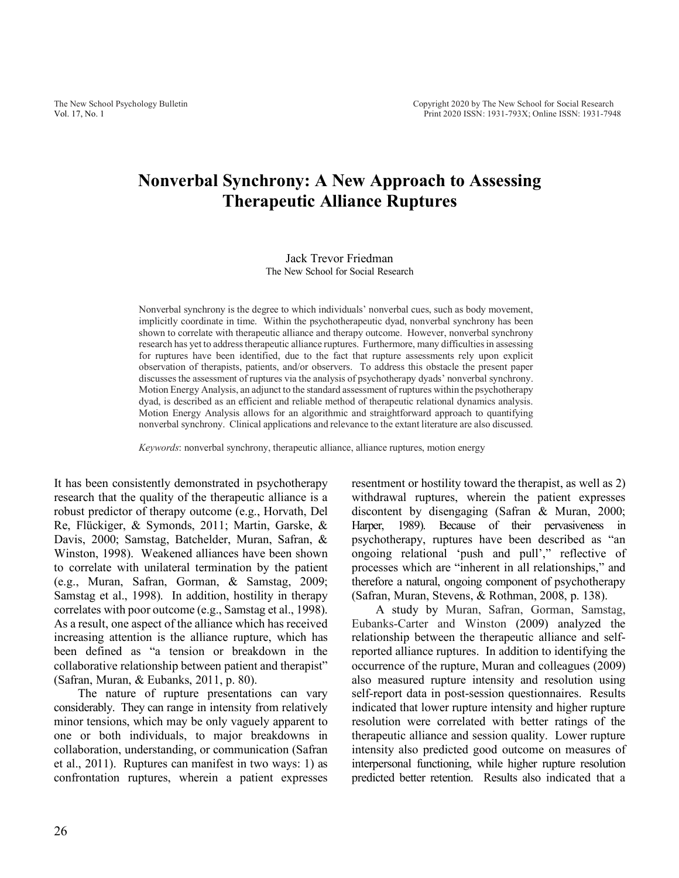# Nonverbal Synchrony: A New Approach to Assessing Therapeutic Alliance Ruptures

Jack Trevor Friedman
The New School for Social Research

Nonverbal synchrony is the degree to which individuals' nonverbal cues, such as body movement, implicitly coordinate in time. Within the psychotherapeutic dyad, nonverbal synchrony has been shown to correlate with therapeutic alliance and therapy outcome. However, nonverbal synchrony research has yet to address therapeutic alliance ruptures. Furthermore, many difficulties in assessing for ruptures have been identified, due to the fact that rupture assessments rely upon explicit observation of therapists, patients, and/or observers. To address this obstacle the present paper discusses the assessment of ruptures via the analysis of psychotherapy dyads' nonverbal synchrony. Motion Energy Analysis, an adjunct to the standard assessment of ruptures within the psychotherapy dyad, is described as an efficient and reliable method of therapeutic relational dynamics analysis. Motion Energy Analysis allows for an algorithmic and straightforward approach to quantifying nonverbal synchrony. Clinical applications and relevance to the extant literature are also discussed.

*Keywords*: nonverbal synchrony, therapeutic alliance, alliance ruptures, motion energy

It has been consistently demonstrated in psychotherapy research that the quality of the therapeutic alliance is a robust predictor of therapy outcome (e.g., Horvath, Del Re, Flückiger, & Symonds, 2011; Martin, Garske, & Davis, 2000; Samstag, Batchelder, Muran, Safran, & Winston, 1998). Weakened alliances have been shown to correlate with unilateral termination by the patient (e.g., Muran, Safran, Gorman, & Samstag, 2009; Samstag et al., 1998). In addition, hostility in therapy correlates with poor outcome (e.g., Samstag et al., 1998). As a result, one aspect of the alliance which has received increasing attention is the alliance rupture, which has been defined as "a tension or breakdown in the collaborative relationship between patient and therapist" (Safran, Muran, & Eubanks, 2011, p. 80).

The nature of rupture presentations can vary considerably. They can range in intensity from relatively minor tensions, which may be only vaguely apparent to one or both individuals, to major breakdowns in collaboration, understanding, or communication (Safran et al., 2011). Ruptures can manifest in two ways: 1) as confrontation ruptures, wherein a patient expresses resentment or hostility toward the therapist, as well as 2) withdrawal ruptures, wherein the patient expresses discontent by disengaging (Safran & Muran, 2000; Harper, 1989). Because of their pervasiveness in psychotherapy, ruptures have been described as "an ongoing relational 'push and pull'," reflective of processes which are "inherent in all relationships," and therefore a natural, ongoing component of psychotherapy (Safran, Muran, Stevens, & Rothman, 2008, p. 138).

A study by Muran, Safran, Gorman, Samstag, Eubanks-Carter and Winston (2009) analyzed the relationship between the therapeutic alliance and self-reported alliance ruptures. In addition to identifying the occurrence of the rupture, Muran and colleagues (2009) also measured rupture intensity and resolution using self-report data in post-session questionnaires. Results indicated that lower rupture intensity and higher rupture resolution were correlated with better ratings of the therapeutic alliance and session quality. Lower rupture intensity also predicted good outcome on measures of interpersonal functioning, while higher rupture resolution predicted better retention. Results also indicated that a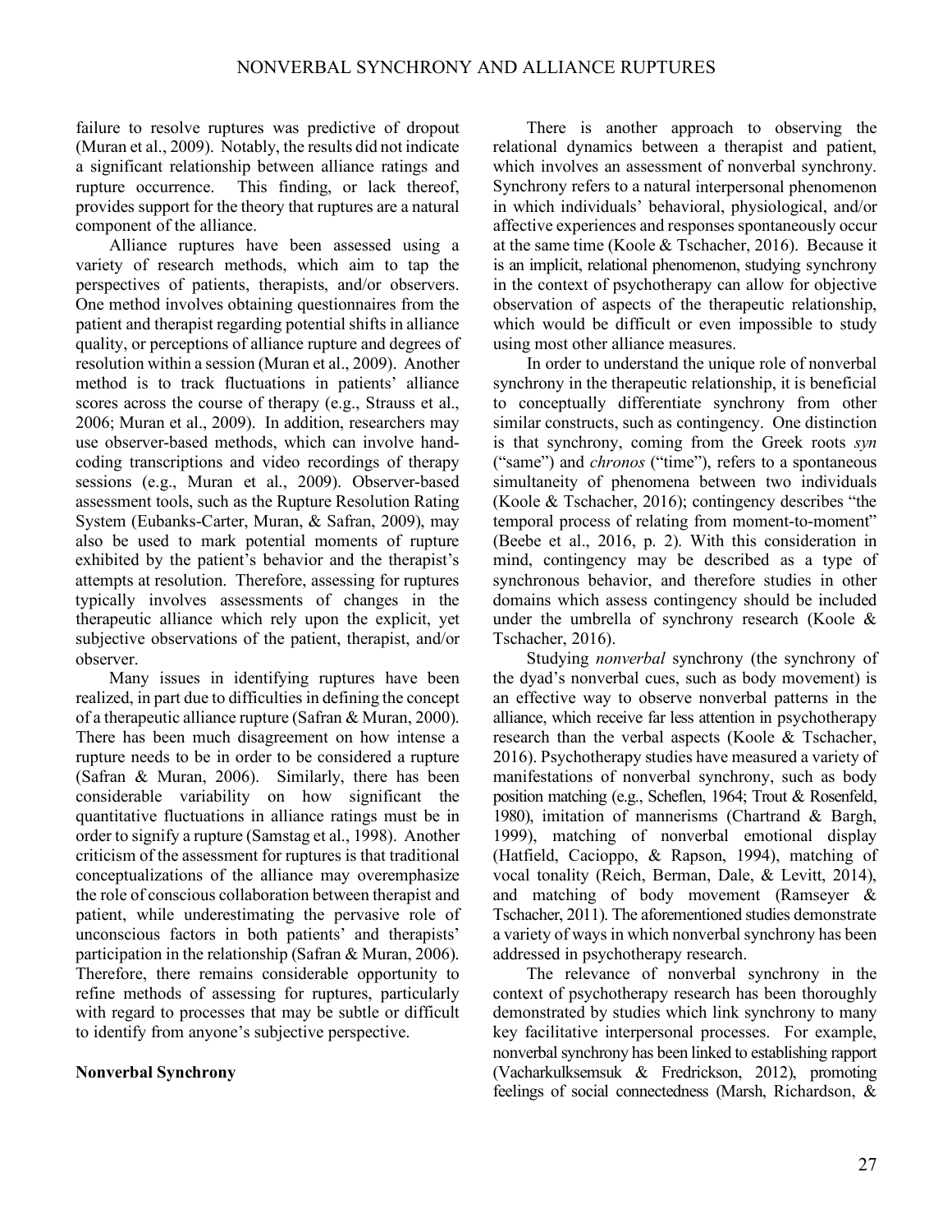failure to resolve ruptures was predictive of dropout (Muran et al., 2009). Notably, the results did not indicate a significant relationship between alliance ratings and rupture occurrence. This finding, or lack thereof, provides support for the theory that ruptures are a natural component of the alliance.

Alliance ruptures have been assessed using a variety of research methods, which aim to tap the perspectives of patients, therapists, and/or observers. One method involves obtaining questionnaires from the patient and therapist regarding potential shifts in alliance quality, or perceptions of alliance rupture and degrees of resolution within a session (Muran et al., 2009). Another method is to track fluctuations in patients' alliance scores across the course of therapy (e.g., Strauss et al., 2006; Muran et al., 2009). In addition, researchers may use observer-based methods, which can involve hand-coding transcriptions and video recordings of therapy sessions (e.g., Muran et al., 2009). Observer-based assessment tools, such as the Rupture Resolution Rating System (Eubanks-Carter, Muran, & Safran, 2009), may also be used to mark potential moments of rupture exhibited by the patient's behavior and the therapist's attempts at resolution. Therefore, assessing for ruptures typically involves assessments of changes in the therapeutic alliance which rely upon the explicit, yet subjective observations of the patient, therapist, and/or observer.

Many issues in identifying ruptures have been realized, in part due to difficulties in defining the concept of a therapeutic alliance rupture (Safran & Muran, 2000). There has been much disagreement on how intense a rupture needs to be in order to be considered a rupture (Safran & Muran, 2006). Similarly, there has been considerable variability on how significant the quantitative fluctuations in alliance ratings must be in order to signify a rupture (Samstag et al., 1998). Another criticism of the assessment for ruptures is that traditional conceptualizations of the alliance may overemphasize the role of conscious collaboration between therapist and patient, while underestimating the pervasive role of unconscious factors in both patients' and therapists' participation in the relationship (Safran & Muran, 2006). Therefore, there remains considerable opportunity to refine methods of assessing for ruptures, particularly with regard to processes that may be subtle or difficult to identify from anyone's subjective perspective.

**Nonverbal Synchrony**

There is another approach to observing the relational dynamics between a therapist and patient, which involves an assessment of nonverbal synchrony. Synchrony refers to a natural interpersonal phenomenon in which individuals' behavioral, physiological, and/or affective experiences and responses spontaneously occur at the same time (Koole & Tschacher, 2016). Because it is an implicit, relational phenomenon, studying synchrony in the context of psychotherapy can allow for objective observation of aspects of the therapeutic relationship, which would be difficult or even impossible to study using most other alliance measures.

In order to understand the unique role of nonverbal synchrony in the therapeutic relationship, it is beneficial to conceptually differentiate synchrony from other similar constructs, such as contingency. One distinction is that synchrony, coming from the Greek roots *syn* ("same") and *chronos* ("time"), refers to a spontaneous simultaneity of phenomena between two individuals (Koole & Tschacher, 2016); contingency describes "the temporal process of relating from moment-to-moment" (Beebe et al., 2016, p. 2). With this consideration in mind, contingency may be described as a type of synchronous behavior, and therefore studies in other domains which assess contingency should be included under the umbrella of synchrony research (Koole & Tschacher, 2016).

Studying *nonverbal* synchrony (the synchrony of the dyad's nonverbal cues, such as body movement) is an effective way to observe nonverbal patterns in the alliance, which receive far less attention in psychotherapy research than the verbal aspects (Koole & Tschacher, 2016). Psychotherapy studies have measured a variety of manifestations of nonverbal synchrony, such as body position matching (e.g., Scheflen, 1964; Trout & Rosenfeld, 1980), imitation of mannerisms (Chartrand & Bargh, 1999), matching of nonverbal emotional display (Hatfield, Cacioppo, & Rapson, 1994), matching of vocal tonality (Reich, Berman, Dale, & Levitt, 2014), and matching of body movement (Ramseyer & Tschacher, 2011). The aforementioned studies demonstrate a variety of ways in which nonverbal synchrony has been addressed in psychotherapy research.

The relevance of nonverbal synchrony in the context of psychotherapy research has been thoroughly demonstrated by studies which link synchrony to many key facilitative interpersonal processes. For example, nonverbal synchrony has been linked to establishing rapport (Vacharkulksemsuk & Fredrickson, 2012), promoting feelings of social connectedness (Marsh, Richardson, &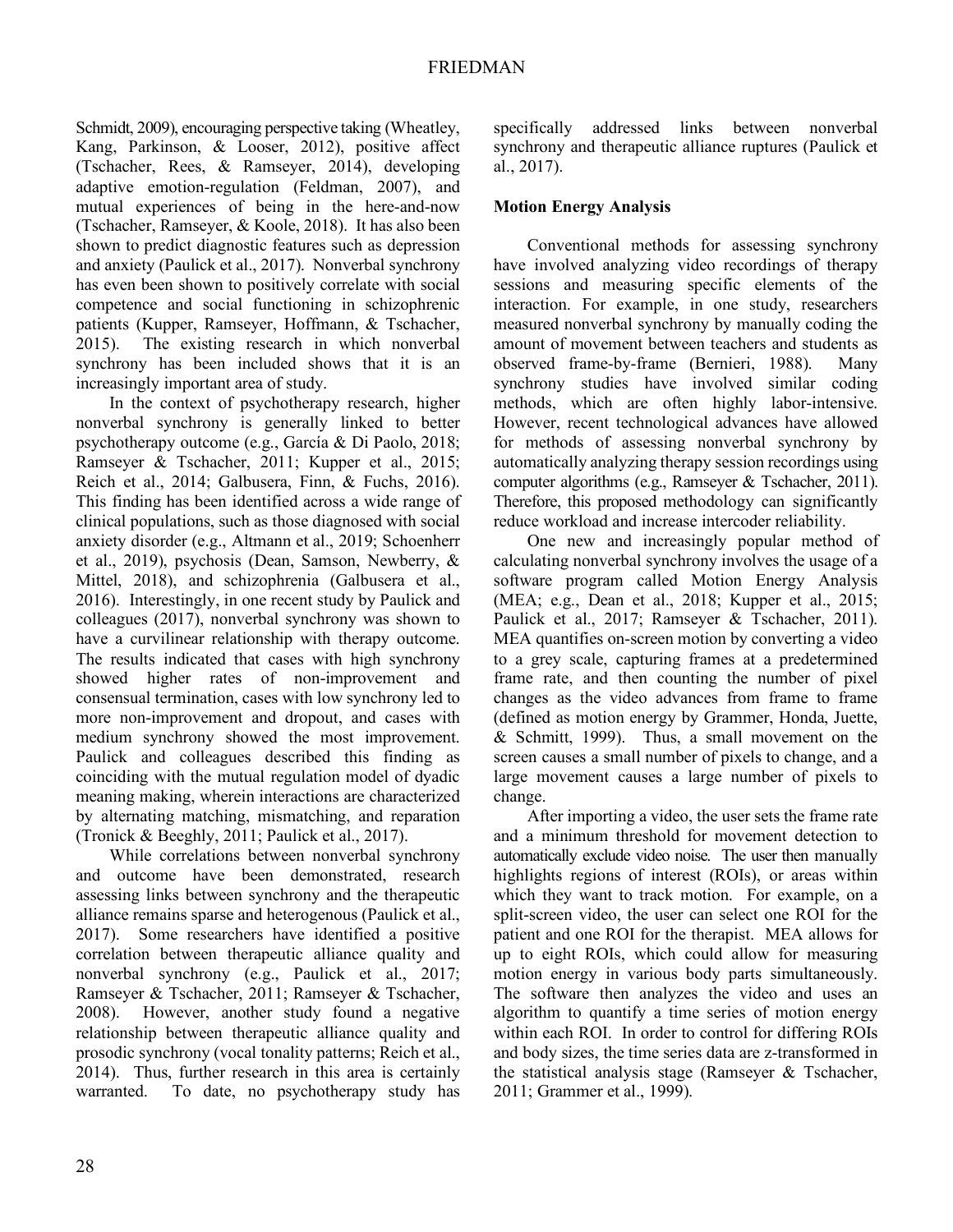Schmidt, 2009), encouraging perspective taking (Wheatley, Kang, Parkinson, & Looser, 2012), positive affect (Tschacher, Rees, & Ramseyer, 2014), developing adaptive emotion-regulation (Feldman, 2007), and mutual experiences of being in the here-and-now (Tschacher, Ramseyer, & Koole, 2018). It has also been shown to predict diagnostic features such as depression and anxiety (Paulick et al., 2017). Nonverbal synchrony has even been shown to positively correlate with social competence and social functioning in schizophrenic patients (Kupper, Ramseyer, Hoffmann, & Tschacher, 2015). The existing research in which nonverbal synchrony has been included shows that it is an increasingly important area of study.

In the context of psychotherapy research, higher nonverbal synchrony is generally linked to better psychotherapy outcome (e.g., García & Di Paolo, 2018; Ramseyer & Tschacher, 2011; Kupper et al., 2015; Reich et al., 2014; Galbusera, Finn, & Fuchs, 2016). This finding has been identified across a wide range of clinical populations, such as those diagnosed with social anxiety disorder (e.g., Altmann et al., 2019; Schoenherr et al., 2019), psychosis (Dean, Samson, Newberry, & Mittel, 2018), and schizophrenia (Galbusera et al., 2016). Interestingly, in one recent study by Paulick and colleagues (2017), nonverbal synchrony was shown to have a curvilinear relationship with therapy outcome. The results indicated that cases with high synchrony showed higher rates of non-improvement and consensual termination, cases with low synchrony led to more non-improvement and dropout, and cases with medium synchrony showed the most improvement. Paulick and colleagues described this finding as coinciding with the mutual regulation model of dyadic meaning making, wherein interactions are characterized by alternating matching, mismatching, and reparation (Tronick & Beeghly, 2011; Paulick et al., 2017).

While correlations between nonverbal synchrony and outcome have been demonstrated, research assessing links between synchrony and the therapeutic alliance remains sparse and heterogenous (Paulick et al., 2017). Some researchers have identified a positive correlation between therapeutic alliance quality and nonverbal synchrony (e.g., Paulick et al., 2017; Ramseyer & Tschacher, 2011; Ramseyer & Tschacher, 2008). However, another study found a negative relationship between therapeutic alliance quality and prosodic synchrony (vocal tonality patterns; Reich et al., 2014). Thus, further research in this area is certainly warranted. To date, no psychotherapy study has specifically addressed links between nonverbal synchrony and therapeutic alliance ruptures (Paulick et al., 2017).

## Motion Energy Analysis

Conventional methods for assessing synchrony have involved analyzing video recordings of therapy sessions and measuring specific elements of the interaction. For example, in one study, researchers measured nonverbal synchrony by manually coding the amount of movement between teachers and students as observed frame-by-frame (Bernieri, 1988). Many synchrony studies have involved similar coding methods, which are often highly labor-intensive. However, recent technological advances have allowed for methods of assessing nonverbal synchrony by automatically analyzing therapy session recordings using computer algorithms (e.g., Ramseyer & Tschacher, 2011). Therefore, this proposed methodology can significantly reduce workload and increase intercoder reliability.

One new and increasingly popular method of calculating nonverbal synchrony involves the usage of a software program called Motion Energy Analysis (MEA; e.g., Dean et al., 2018; Kupper et al., 2015; Paulick et al., 2017; Ramseyer & Tschacher, 2011). MEA quantifies on-screen motion by converting a video to a grey scale, capturing frames at a predetermined frame rate, and then counting the number of pixel changes as the video advances from frame to frame (defined as motion energy by Grammer, Honda, Juette, & Schmitt, 1999). Thus, a small movement on the screen causes a small number of pixels to change, and a large movement causes a large number of pixels to change.

After importing a video, the user sets the frame rate and a minimum threshold for movement detection to automatically exclude video noise. The user then manually highlights regions of interest (ROIs), or areas within which they want to track motion. For example, on a split-screen video, the user can select one ROI for the patient and one ROI for the therapist. MEA allows for up to eight ROIs, which could allow for measuring motion energy in various body parts simultaneously. The software then analyzes the video and uses an algorithm to quantify a time series of motion energy within each ROI. In order to control for differing ROIs and body sizes, the time series data are z-transformed in the statistical analysis stage (Ramseyer & Tschacher, 2011; Grammer et al., 1999).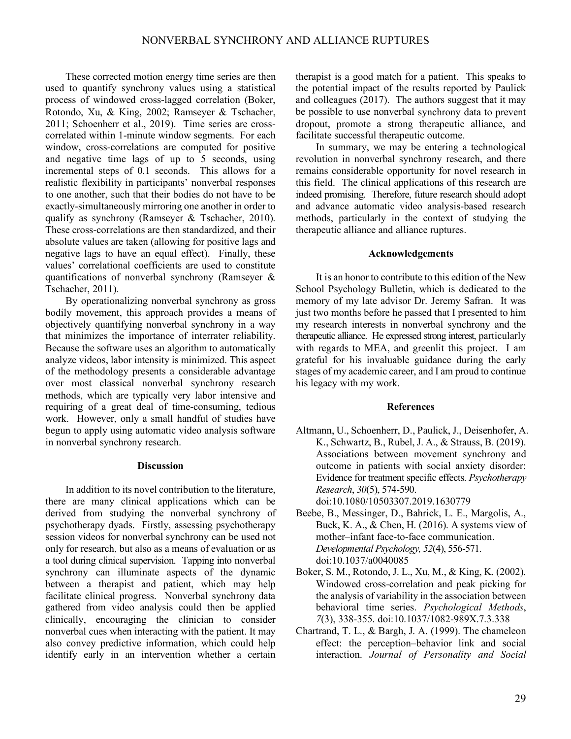These corrected motion energy time series are then used to quantify synchrony values using a statistical process of windowed cross-lagged correlation (Boker, Rotondo, Xu, & King, 2002; Ramseyer & Tschacher, 2011; Schoenherr et al., 2019). Time series are cross-correlated within 1-minute window segments. For each window, cross-correlations are computed for positive and negative time lags of up to 5 seconds, using incremental steps of 0.1 seconds. This allows for a realistic flexibility in participants' nonverbal responses to one another, such that their bodies do not have to be exactly-simultaneously mirroring one another in order to qualify as synchrony (Ramseyer & Tschacher, 2010). These cross-correlations are then standardized, and their absolute values are taken (allowing for positive lags and negative lags to have an equal effect). Finally, these values' correlational coefficients are used to constitute quantifications of nonverbal synchrony (Ramseyer & Tschacher, 2011).

By operationalizing nonverbal synchrony as gross bodily movement, this approach provides a means of objectively quantifying nonverbal synchrony in a way that minimizes the importance of interrater reliability. Because the software uses an algorithm to automatically analyze videos, labor intensity is minimized. This aspect of the methodology presents a considerable advantage over most classical nonverbal synchrony research methods, which are typically very labor intensive and requiring of a great deal of time-consuming, tedious work. However, only a small handful of studies have begun to apply using automatic video analysis software in nonverbal synchrony research.

## Discussion

In addition to its novel contribution to the literature, there are many clinical applications which can be derived from studying the nonverbal synchrony of psychotherapy dyads. Firstly, assessing psychotherapy session videos for nonverbal synchrony can be used not only for research, but also as a means of evaluation or as a tool during clinical supervision. Tapping into nonverbal synchrony can illuminate aspects of the dynamic between a therapist and patient, which may help facilitate clinical progress. Nonverbal synchrony data gathered from video analysis could then be applied clinically, encouraging the clinician to consider nonverbal cues when interacting with the patient. It may also convey predictive information, which could help identify early in an intervention whether a certain therapist is a good match for a patient. This speaks to the potential impact of the results reported by Paulick and colleagues (2017). The authors suggest that it may be possible to use nonverbal synchrony data to prevent dropout, promote a strong therapeutic alliance, and facilitate successful therapeutic outcome.

In summary, we may be entering a technological revolution in nonverbal synchrony research, and there remains considerable opportunity for novel research in this field. The clinical applications of this research are indeed promising. Therefore, future research should adopt and advance automatic video analysis-based research methods, particularly in the context of studying the therapeutic alliance and alliance ruptures.

## Acknowledgements

It is an honor to contribute to this edition of the New School Psychology Bulletin, which is dedicated to the memory of my late advisor Dr. Jeremy Safran. It was just two months before he passed that I presented to him my research interests in nonverbal synchrony and the therapeutic alliance. He expressed strong interest, particularly with regards to MEA, and greenlit this project. I am grateful for his invaluable guidance during the early stages of my academic career, and I am proud to continue his legacy with my work.

## References

Altmann, U., Schoenherr, D., Paulick, J., Deisenhofer, A. K., Schwartz, B., Rubel, J. A., & Strauss, B. (2019). Associations between movement synchrony and outcome in patients with social anxiety disorder: Evidence for treatment specific effects. *Psychotherapy Research*, *30*(5), 574-590. doi:10.1080/10503307.2019.1630779

Beebe, B., Messinger, D., Bahrick, L. E., Margolis, A., Buck, K. A., & Chen, H. (2016). A systems view of mother–infant face-to-face communication. *Developmental Psychology, 52*(4), 556-571. doi:10.1037/a0040085

Boker, S. M., Rotondo, J. L., Xu, M., & King, K. (2002). Windowed cross-correlation and peak picking for the analysis of variability in the association between behavioral time series. *Psychological Methods*, *7*(3), 338-355. doi:10.1037/1082-989X.7.3.338

Chartrand, T. L., & Bargh, J. A. (1999). The chameleon effect: the perception–behavior link and social interaction. *Journal of Personality and Social*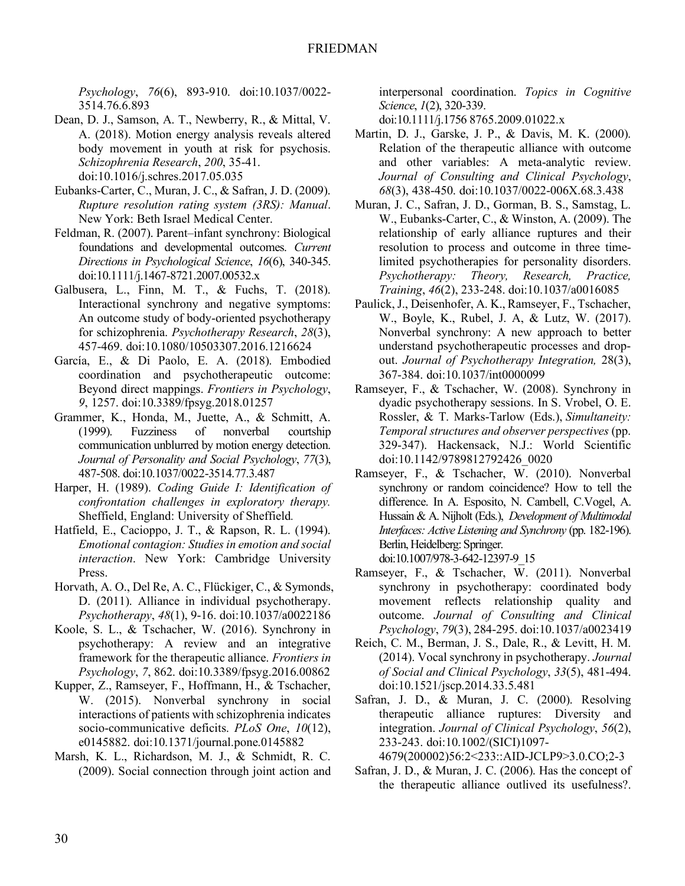*Psychology*, *76*(6), 893-910. doi:10.1037/0022-3514.76.6.893

Dean, D. J., Samson, A. T., Newberry, R., & Mittal, V. A. (2018). Motion energy analysis reveals altered body movement in youth at risk for psychosis. *Schizophrenia Research*, *200*, 35-41. doi:10.1016/j.schres.2017.05.035

Eubanks-Carter, C., Muran, J. C., & Safran, J. D. (2009). *Rupture resolution rating system (3RS): Manual*. New York: Beth Israel Medical Center.

Feldman, R. (2007). Parent–infant synchrony: Biological foundations and developmental outcomes. *Current Directions in Psychological Science*, *16*(6), 340-345. doi:10.1111/j.1467-8721.2007.00532.x

Galbusera, L., Finn, M. T., & Fuchs, T. (2018). Interactional synchrony and negative symptoms: An outcome study of body-oriented psychotherapy for schizophrenia. *Psychotherapy Research*, *28*(3), 457-469. doi:10.1080/10503307.2016.1216624

García, E., & Di Paolo, E. A. (2018). Embodied coordination and psychotherapeutic outcome: Beyond direct mappings. *Frontiers in Psychology*, *9*, 1257. doi:10.3389/fpsyg.2018.01257

Grammer, K., Honda, M., Juette, A., & Schmitt, A. (1999). Fuzziness of nonverbal courtship communication unblurred by motion energy detection. *Journal of Personality and Social Psychology*, *77*(3), 487-508. doi:10.1037/0022-3514.77.3.487

Harper, H. (1989). *Coding Guide I: Identification of confrontation challenges in exploratory therapy.* Sheffield, England: University of Sheffield.

Hatfield, E., Cacioppo, J. T., & Rapson, R. L. (1994). *Emotional contagion: Studies in emotion and social interaction*. New York: Cambridge University Press.

Horvath, A. O., Del Re, A. C., Flückiger, C., & Symonds, D. (2011). Alliance in individual psychotherapy. *Psychotherapy*, *48*(1), 9-16. doi:10.1037/a0022186

Koole, S. L., & Tschacher, W. (2016). Synchrony in psychotherapy: A review and an integrative framework for the therapeutic alliance. *Frontiers in Psychology*, *7*, 862. doi:10.3389/fpsyg.2016.00862

Kupper, Z., Ramseyer, F., Hoffmann, H., & Tschacher, W. (2015). Nonverbal synchrony in social interactions of patients with schizophrenia indicates socio-communicative deficits. *PLoS One*, *10*(12), e0145882. doi:10.1371/journal.pone.0145882

Marsh, K. L., Richardson, M. J., & Schmidt, R. C. (2009). Social connection through joint action and interpersonal coordination. *Topics in Cognitive Science*, *1*(2), 320-339. doi:10.1111/j.1756 8765.2009.01022.x

Martin, D. J., Garske, J. P., & Davis, M. K. (2000). Relation of the therapeutic alliance with outcome and other variables: A meta-analytic review. *Journal of Consulting and Clinical Psychology*, *68*(3), 438-450. doi:10.1037/0022-006X.68.3.438

Muran, J. C., Safran, J. D., Gorman, B. S., Samstag, L. W., Eubanks-Carter, C., & Winston, A. (2009). The relationship of early alliance ruptures and their resolution to process and outcome in three time-limited psychotherapies for personality disorders. *Psychotherapy: Theory, Research, Practice, Training*, *46*(2), 233-248. doi:10.1037/a0016085

Paulick, J., Deisenhofer, A. K., Ramseyer, F., Tschacher, W., Boyle, K., Rubel, J. A, & Lutz, W. (2017). Nonverbal synchrony: A new approach to better understand psychotherapeutic processes and drop-out. *Journal of Psychotherapy Integration,* 28(3), 367-384. doi:10.1037/int0000099

Ramseyer, F., & Tschacher, W. (2008). Synchrony in dyadic psychotherapy sessions. In S. Vrobel, O. E. Rossler, & T. Marks-Tarlow (Eds.), *Simultaneity: Temporal structures and observer perspectives* (pp. 329-347). Hackensack, N.J.: World Scientific doi:10.1142/9789812792426_0020

Ramseyer, F., & Tschacher, W. (2010). Nonverbal synchrony or random coincidence? How to tell the difference. In A. Esposito, N. Cambell, C.Vogel, A. Hussain & A. Nijholt (Eds.), *Development of Multimodal Interfaces: Active Listening and Synchrony* (pp. 182-196). Berlin, Heidelberg: Springer. doi:10.1007/978-3-642-12397-9_15

Ramseyer, F., & Tschacher, W. (2011). Nonverbal synchrony in psychotherapy: coordinated body movement reflects relationship quality and outcome. *Journal of Consulting and Clinical Psychology*, *79*(3), 284-295. doi:10.1037/a0023419

Reich, C. M., Berman, J. S., Dale, R., & Levitt, H. M. (2014). Vocal synchrony in psychotherapy. *Journal of Social and Clinical Psychology*, *33*(5), 481-494. doi:10.1521/jscp.2014.33.5.481

Safran, J. D., & Muran, J. C. (2000). Resolving therapeutic alliance ruptures: Diversity and integration. *Journal of Clinical Psychology*, *56*(2), 233-243. doi:10.1002/(SICI)1097-4679(200002)56:2<233::AID-JCLP9>3.0.CO;2-3

Safran, J. D., & Muran, J. C. (2006). Has the concept of the therapeutic alliance outlived its usefulness?.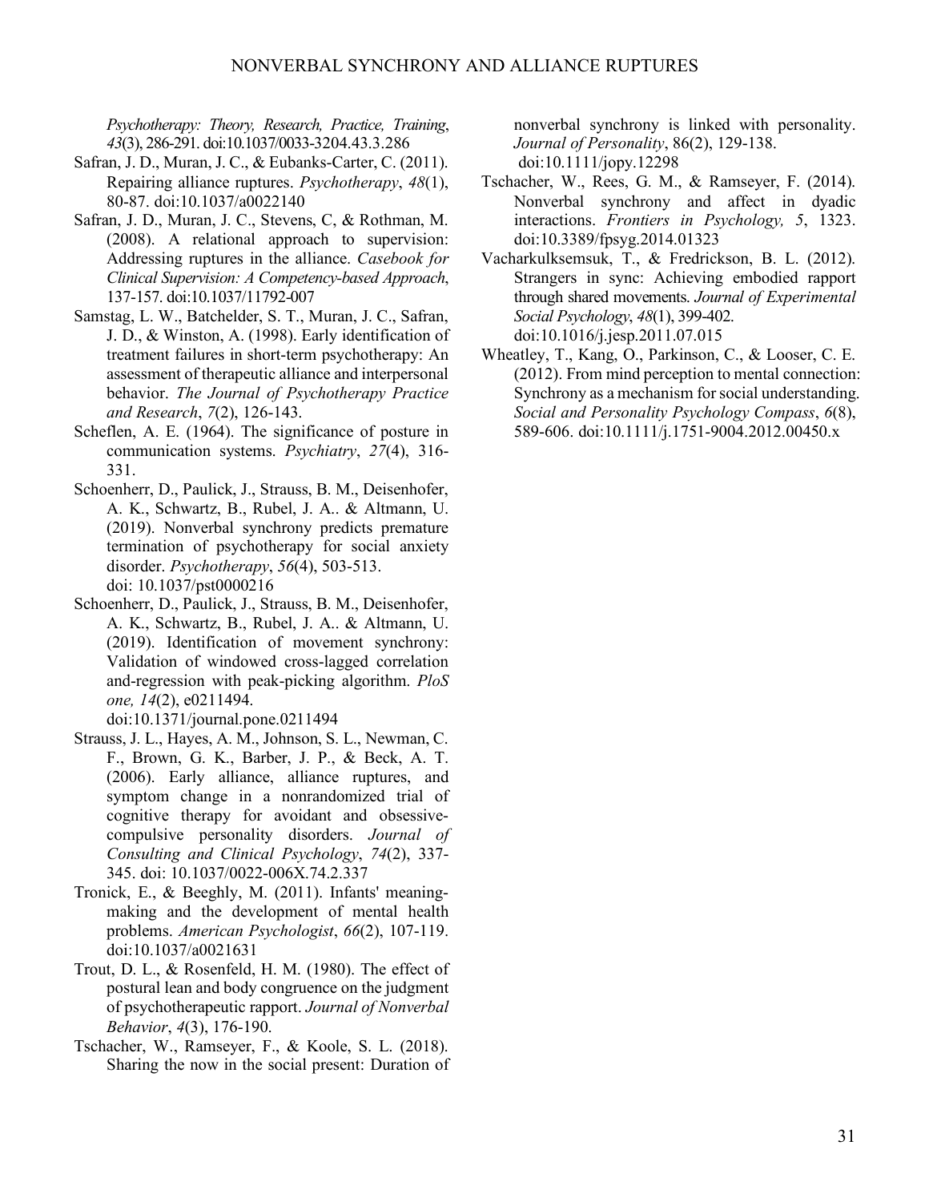*Psychotherapy: Theory, Research, Practice, Training*, *43*(3), 286-291. doi:10.1037/0033-3204.43.3.286

Safran, J. D., Muran, J. C., & Eubanks-Carter, C. (2011). Repairing alliance ruptures. *Psychotherapy*, *48*(1), 80-87. doi:10.1037/a0022140

Safran, J. D., Muran, J. C., Stevens, C, & Rothman, M. (2008). A relational approach to supervision: Addressing ruptures in the alliance. *Casebook for Clinical Supervision: A Competency-based Approach*, 137-157. doi:10.1037/11792-007

Samstag, L. W., Batchelder, S. T., Muran, J. C., Safran, J. D., & Winston, A. (1998). Early identification of treatment failures in short-term psychotherapy: An assessment of therapeutic alliance and interpersonal behavior. *The Journal of Psychotherapy Practice and Research*, *7*(2), 126-143.

Scheflen, A. E. (1964). The significance of posture in communication systems. *Psychiatry*, *27*(4), 316-331.

Schoenherr, D., Paulick, J., Strauss, B. M., Deisenhofer, A. K., Schwartz, B., Rubel, J. A.. & Altmann, U. (2019). Nonverbal synchrony predicts premature termination of psychotherapy for social anxiety disorder. *Psychotherapy*, *56*(4), 503-513. doi: 10.1037/pst0000216

Schoenherr, D., Paulick, J., Strauss, B. M., Deisenhofer, A. K., Schwartz, B., Rubel, J. A.. & Altmann, U. (2019). Identification of movement synchrony: Validation of windowed cross-lagged correlation and-regression with peak-picking algorithm. *PloS one, 14*(2), e0211494. doi:10.1371/journal.pone.0211494

Strauss, J. L., Hayes, A. M., Johnson, S. L., Newman, C. F., Brown, G. K., Barber, J. P., & Beck, A. T. (2006). Early alliance, alliance ruptures, and symptom change in a nonrandomized trial of cognitive therapy for avoidant and obsessive-compulsive personality disorders. *Journal of Consulting and Clinical Psychology*, *74*(2), 337-345. doi: 10.1037/0022-006X.74.2.337

Tronick, E., & Beeghly, M. (2011). Infants' meaning-making and the development of mental health problems. *American Psychologist*, *66*(2), 107-119. doi:10.1037/a0021631

Trout, D. L., & Rosenfeld, H. M. (1980). The effect of postural lean and body congruence on the judgment of psychotherapeutic rapport. *Journal of Nonverbal Behavior*, *4*(3), 176-190.

Tschacher, W., Ramseyer, F., & Koole, S. L. (2018). Sharing the now in the social present: Duration of nonverbal synchrony is linked with personality. *Journal of Personality*, 86(2), 129-138. doi:10.1111/jopy.12298

Tschacher, W., Rees, G. M., & Ramseyer, F. (2014). Nonverbal synchrony and affect in dyadic interactions. *Frontiers in Psychology, 5*, 1323. doi:10.3389/fpsyg.2014.01323

Vacharkulksemsuk, T., & Fredrickson, B. L. (2012). Strangers in sync: Achieving embodied rapport through shared movements. *Journal of Experimental Social Psychology*, *48*(1), 399-402. doi:10.1016/j.jesp.2011.07.015

Wheatley, T., Kang, O., Parkinson, C., & Looser, C. E. (2012). From mind perception to mental connection: Synchrony as a mechanism for social understanding. *Social and Personality Psychology Compass*, *6*(8), 589-606. doi:10.1111/j.1751-9004.2012.00450.x